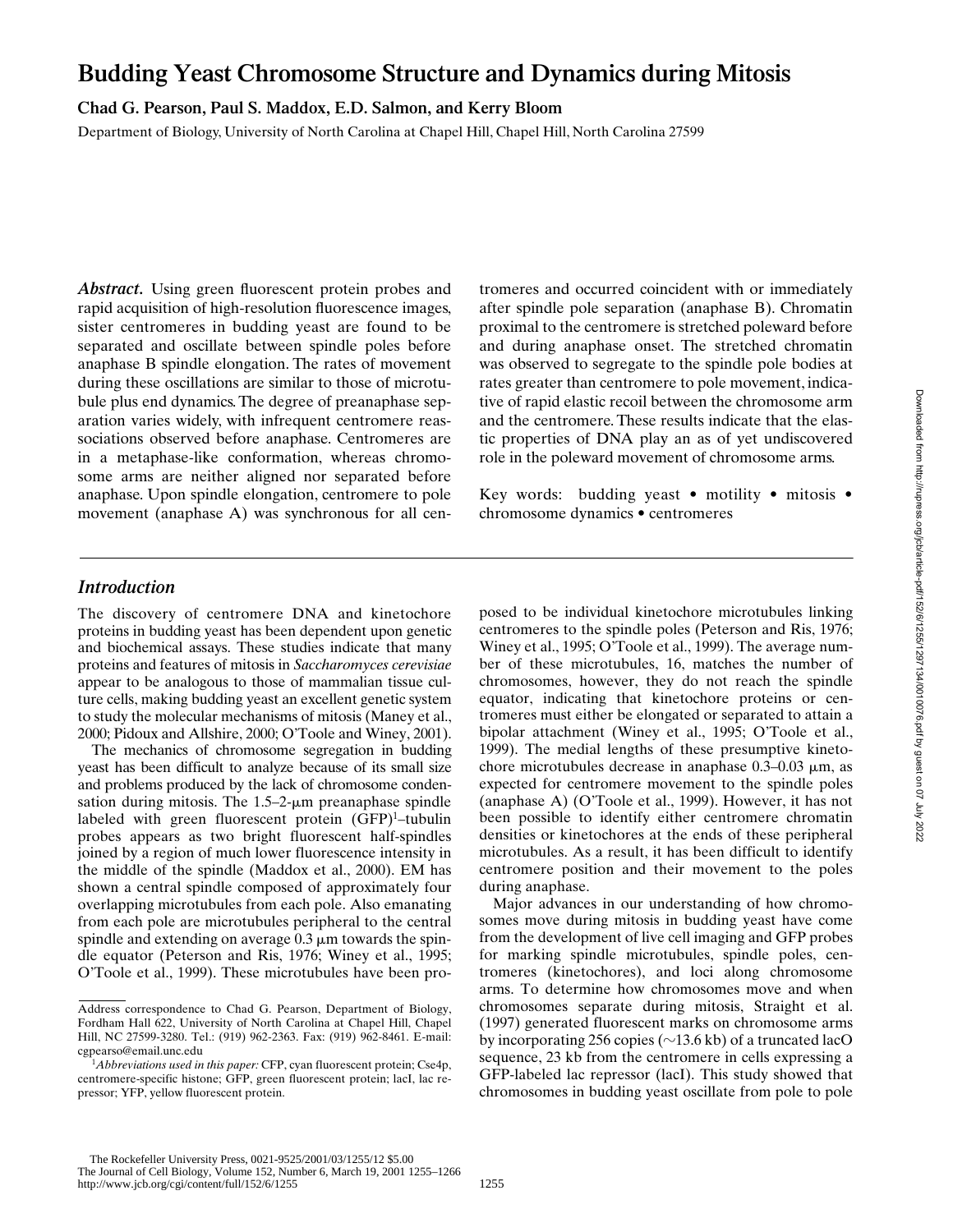# Budding Yeast Chromosome Structure and Dynamics during Mitosis

**Chad G. Pearson, Paul S. Maddox, E.D. Salmon, and Kerry Bloom**

Department of Biology, University of North Carolina at Chapel Hill, Chapel Hill, North Carolina 27599

***Abstract.*** Using green fluorescent protein probes and rapid acquisition of high-resolution fluorescence images, sister centromeres in budding yeast are found to be separated and oscillate between spindle poles before anaphase B spindle elongation. The rates of movement during these oscillations are similar to those of microtubule plus end dynamics. The degree of preanaphase separation varies widely, with infrequent centromere reassociations observed before anaphase. Centromeres are in a metaphase-like conformation, whereas chromosome arms are neither aligned nor separated before anaphase. Upon spindle elongation, centromere to pole movement (anaphase A) was synchronous for all centromeres and occurred coincident with or immediately after spindle pole separation (anaphase B). Chromatin proximal to the centromere is stretched poleward before and during anaphase onset. The stretched chromatin was observed to segregate to the spindle pole bodies at rates greater than centromere to pole movement, indicative of rapid elastic recoil between the chromosome arm and the centromere. These results indicate that the elastic properties of DNA play an as of yet undiscovered role in the poleward movement of chromosome arms.

Key words: budding yeast • motility • mitosis • chromosome dynamics • centromeres

## *Introduction*

The discovery of centromere DNA and kinetochore proteins in budding yeast has been dependent upon genetic and biochemical assays. These studies indicate that many proteins and features of mitosis in *Saccharomyces cerevisiae* appear to be analogous to those of mammalian tissue culture cells, making budding yeast an excellent genetic system to study the molecular mechanisms of mitosis (Maney et al., 2000; Pidoux and Allshire, 2000; O'Toole and Winey, 2001).

The mechanics of chromosome segregation in budding yeast has been difficult to analyze because of its small size and problems produced by the lack of chromosome condensation during mitosis. The 1.5–2-μm preanaphase spindle labeled with green fluorescent protein (GFP)[1]–tubulin probes appears as two bright fluorescent half-spindles joined by a region of much lower fluorescence intensity in the middle of the spindle (Maddox et al., 2000). EM has shown a central spindle composed of approximately four overlapping microtubules from each pole. Also emanating from each pole are microtubules peripheral to the central spindle and extending on average 0.3 μm towards the spindle equator (Peterson and Ris, 1976; Winey et al., 1995; O'Toole et al., 1999). These microtubules have been proposed to be individual kinetochore microtubules linking centromeres to the spindle poles (Peterson and Ris, 1976; Winey et al., 1995; O'Toole et al., 1999). The average number of these microtubules, 16, matches the number of chromosomes, however, they do not reach the spindle equator, indicating that kinetochore proteins or centromeres must either be elongated or separated to attain a bipolar attachment (Winey et al., 1995; O'Toole et al., 1999). The medial lengths of these presumptive kinetochore microtubules decrease in anaphase 0.3–0.03 μm, as expected for centromere movement to the spindle poles (anaphase A) (O'Toole et al., 1999). However, it has not been possible to identify either centromere chromatin densities or kinetochores at the ends of these peripheral microtubules. As a result, it has been difficult to identify centromere position and their movement to the poles during anaphase.

Major advances in our understanding of how chromosomes move during mitosis in budding yeast have come from the development of live cell imaging and GFP probes for marking spindle microtubules, spindle poles, centromeres (kinetochores), and loci along chromosome arms. To determine how chromosomes move and when chromosomes separate during mitosis, Straight et al. (1997) generated fluorescent marks on chromosome arms by incorporating 256 copies (∼13.6 kb) of a truncated lacO sequence, 23 kb from the centromere in cells expressing a GFP-labeled lac repressor (lacI). This study showed that chromosomes in budding yeast oscillate from pole to pole

Address correspondence to Chad G. Pearson, Department of Biology, Fordham Hall 622, University of North Carolina at Chapel Hill, Chapel Hill, NC 27599-3280. Tel.: (919) 962-2363. Fax: (919) 962-8461. E-mail: cgpearso@email.unc.edu

[1]*Abbreviations used in this paper:* CFP, cyan fluorescent protein; Cse4p, centromere-specific histone; GFP, green fluorescent protein; lacI, lac repressor; YFP, yellow fluorescent protein.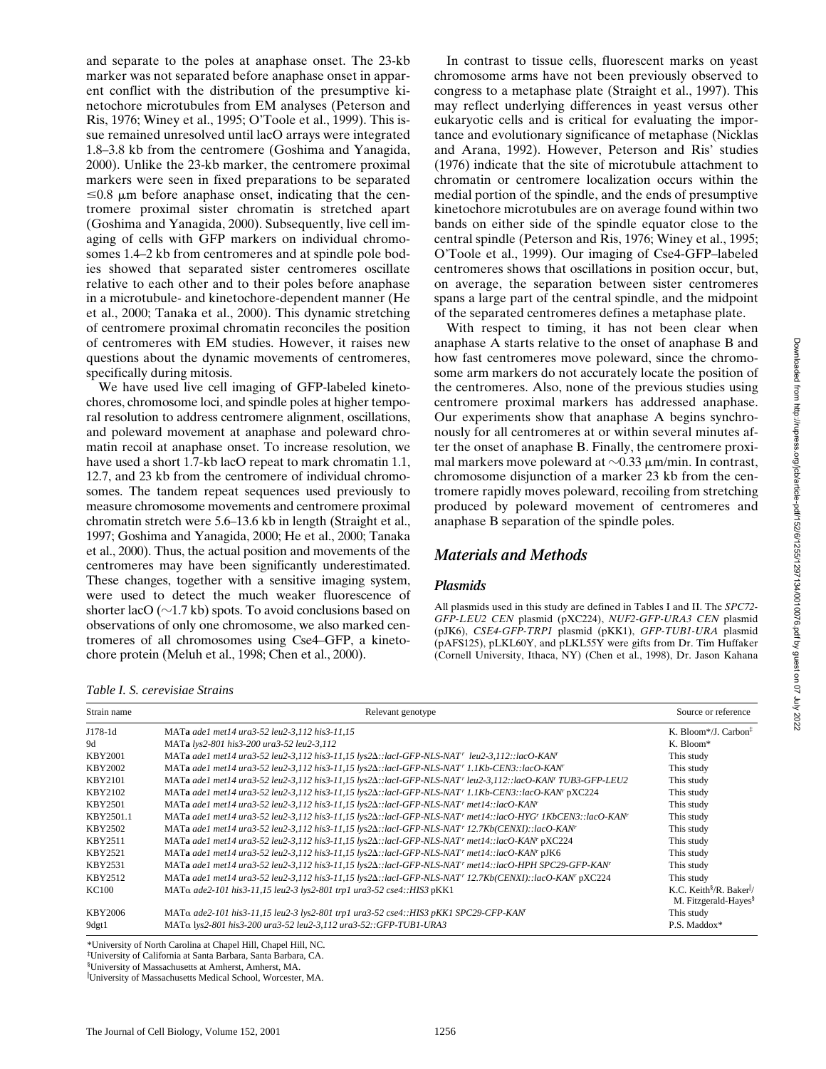and separate to the poles at anaphase onset. The 23-kb marker was not separated before anaphase onset in apparent conflict with the distribution of the presumptive kinetochore microtubules from EM analyses (Peterson and Ris, 1976; Winey et al., 1995; O'Toole et al., 1999). This issue remained unresolved until lacO arrays were integrated 1.8–3.8 kb from the centromere (Goshima and Yanagida, 2000). Unlike the 23-kb marker, the centromere proximal markers were seen in fixed preparations to be separated ≤0.8 μm before anaphase onset, indicating that the centromere proximal sister chromatin is stretched apart (Goshima and Yanagida, 2000). Subsequently, live cell imaging of cells with GFP markers on individual chromosomes 1.4–2 kb from centromeres and at spindle pole bodies showed that separated sister centromeres oscillate relative to each other and to their poles before anaphase in a microtubule- and kinetochore-dependent manner (He et al., 2000; Tanaka et al., 2000). This dynamic stretching of centromere proximal chromatin reconciles the position of centromeres with EM studies. However, it raises new questions about the dynamic movements of centromeres, specifically during mitosis.

We have used live cell imaging of GFP-labeled kinetochores, chromosome loci, and spindle poles at higher temporal resolution to address centromere alignment, oscillations, and poleward movement at anaphase and poleward chromatin recoil at anaphase onset. To increase resolution, we have used a short 1.7-kb lacO repeat to mark chromatin 1.1, 12.7, and 23 kb from the centromere of individual chromosomes. The tandem repeat sequences used previously to measure chromosome movements and centromere proximal chromatin stretch were 5.6–13.6 kb in length (Straight et al., 1997; Goshima and Yanagida, 2000; He et al., 2000; Tanaka et al., 2000). Thus, the actual position and movements of the centromeres may have been significantly underestimated. These changes, together with a sensitive imaging system, were used to detect the much weaker fluorescence of shorter lacO (∼1.7 kb) spots. To avoid conclusions based on observations of only one chromosome, we also marked centromeres of all chromosomes using Cse4–GFP, a kinetochore protein (Meluh et al., 1998; Chen et al., 2000).

In contrast to tissue cells, fluorescent marks on yeast chromosome arms have not been previously observed to congress to a metaphase plate (Straight et al., 1997). This may reflect underlying differences in yeast versus other eukaryotic cells and is critical for evaluating the importance and evolutionary significance of metaphase (Nicklas and Arana, 1992). However, Peterson and Ris' studies (1976) indicate that the site of microtubule attachment to chromatin or centromere localization occurs within the medial portion of the spindle, and the ends of presumptive kinetochore microtubules are on average found within two bands on either side of the spindle equator close to the central spindle (Peterson and Ris, 1976; Winey et al., 1995; O'Toole et al., 1999). Our imaging of Cse4-GFP–labeled centromeres shows that oscillations in position occur, but, on average, the separation between sister centromeres spans a large part of the central spindle, and the midpoint of the separated centromeres defines a metaphase plate.

With respect to timing, it has not been clear when anaphase A starts relative to the onset of anaphase B and how fast centromeres move poleward, since the chromosome arm markers do not accurately locate the position of the centromeres. Also, none of the previous studies using centromere proximal markers has addressed anaphase. Our experiments show that anaphase A begins synchronously for all centromeres at or within several minutes after the onset of anaphase B. Finally, the centromere proximal markers move poleward at ∼0.33 μm/min. In contrast, chromosome disjunction of a marker 23 kb from the centromere rapidly moves poleward, recoiling from stretching produced by poleward movement of centromeres and anaphase B separation of the spindle poles.

## Materials and Methods

### Plasmids

All plasmids used in this study are defined in Tables I and II. The *SPC72-GFP-LEU2 CEN* plasmid (pXC224), *NUF2-GFP-URA3 CEN* plasmid (pJK6), *CSE4-GFP-TRP1* plasmid (pKK1), *GFP-TUB1-URA* plasmid (pAFS125), pLKL60Y, and pLKL55Y were gifts from Dr. Tim Huffaker (Cornell University, Ithaca, NY) (Chen et al., 1998), Dr. Jason Kahana

*Table I. S. cerevisiae Strains*

| Strain name | Relevant genotype | Source or reference |
|---|---|---|
| J178-1d | MAT**a** *ade1 met14 ura3-52 leu2-3,112 his3-11,15* | K. Bloom*/J. Carbon‡ |
| 9d | MAT**a** *lys2-801 his3-200 ura3-52 leu2-3,112* | K. Bloom* |
| KBY2001 | MAT**a** *ade1 met14 ura3-52 leu2-3,112 his3-11,15 lys2Δ::lacI-GFP-NLS-NAT$^r$ leu2-3,112::lacO-KAN$^r$* | This study |
| KBY2002 | MAT**a** *ade1 met14 ura3-52 leu2-3,112 his3-11,15 lys2Δ::lacI-GFP-NLS-NAT$^r$ 1.1Kb-CEN3::lacO-KAN$^r$* | This study |
| KBY2101 | MAT**a** *ade1 met14 ura3-52 leu2-3,112 his3-11,15 lys2Δ::lacI-GFP-NLS-NAT$^r$ leu2-3,112::lacO-KAN$^r$ TUB3-GFP-LEU2* | This study |
| KBY2102 | MAT**a** *ade1 met14 ura3-52 leu2-3,112 his3-11,15 lys2Δ::lacI-GFP-NLS-NAT$^r$ 1.1Kb-CEN3::lacO-KAN$^r$* pXC224 | This study |
| KBY2501 | MAT**a** *ade1 met14 ura3-52 leu2-3,112 his3-11,15 lys2Δ::lacI-GFP-NLS-NAT$^r$ met14::lacO-KAN$^r$* | This study |
| KBY2501.1 | MAT**a** *ade1 met14 ura3-52 leu2-3,112 his3-11,15 lys2Δ::lacI-GFP-NLS-NAT$^r$ met14::lacO-HYG$^r$ 1KbCEN3::lacO-KAN$^r$* | This study |
| KBY2502 | MAT**a** *ade1 met14 ura3-52 leu2-3,112 his3-11,15 lys2Δ::lacI-GFP-NLS-NAT$^r$ 12.7Kb(CENXI)::lacO-KAN$^r$* | This study |
| KBY2511 | MAT**a** *ade1 met14 ura3-52 leu2-3,112 his3-11,15 lys2Δ::lacI-GFP-NLS-NAT$^r$ met14::lacO-KAN$^r$* pXC224 | This study |
| KBY2521 | MAT**a** *ade1 met14 ura3-52 leu2-3,112 his3-11,15 lys2Δ::lacI-GFP-NLS-NAT$^r$ met14::lacO-KAN$^r$* pJK6 | This study |
| KBY2531 | MAT**a** *ade1 met14 ura3-52 leu2-3,112 his3-11,15 lys2Δ::lacI-GFP-NLS-NAT$^r$ met14::lacO-HPH SPC29-GFP-KAN$^r$* | This study |
| KBY2512 | MAT**a** *ade1 met14 ura3-52 leu2-3,112 his3-11,15 lys2Δ::lacI-GFP-NLS-NAT$^r$ 12.7Kb(CENXI)::lacO-KAN$^r$* pXC224 | This study |
| KC100 | MATα *ade2-101 his3-11,15 leu2-3 lys2-801 trp1 ura3-52 cse4::HIS3* pKK1 | K.C. Keith§/R. Baker‖/ M. Fitzgerald-Hayes§ |
| KBY2006 | MATα *ade2-101 his3-11,15 leu2-3 lys2-801 trp1 ura3-52 cse4::HIS3 pKK1 SPC29-CFP-KAN$^r$* | This study |
| 9dgt1 | MATα *lys2-801 his3-200 ura3-52 leu2-3,112 ura3-52::GFP-TUB1-URA3* | P.S. Maddox* |

*University of North Carolina at Chapel Hill, Chapel Hill, NC.

‡University of California at Santa Barbara, Santa Barbara, CA.

§University of Massachusetts at Amherst, Amherst, MA.

‖University of Massachusetts Medical School, Worcester, MA.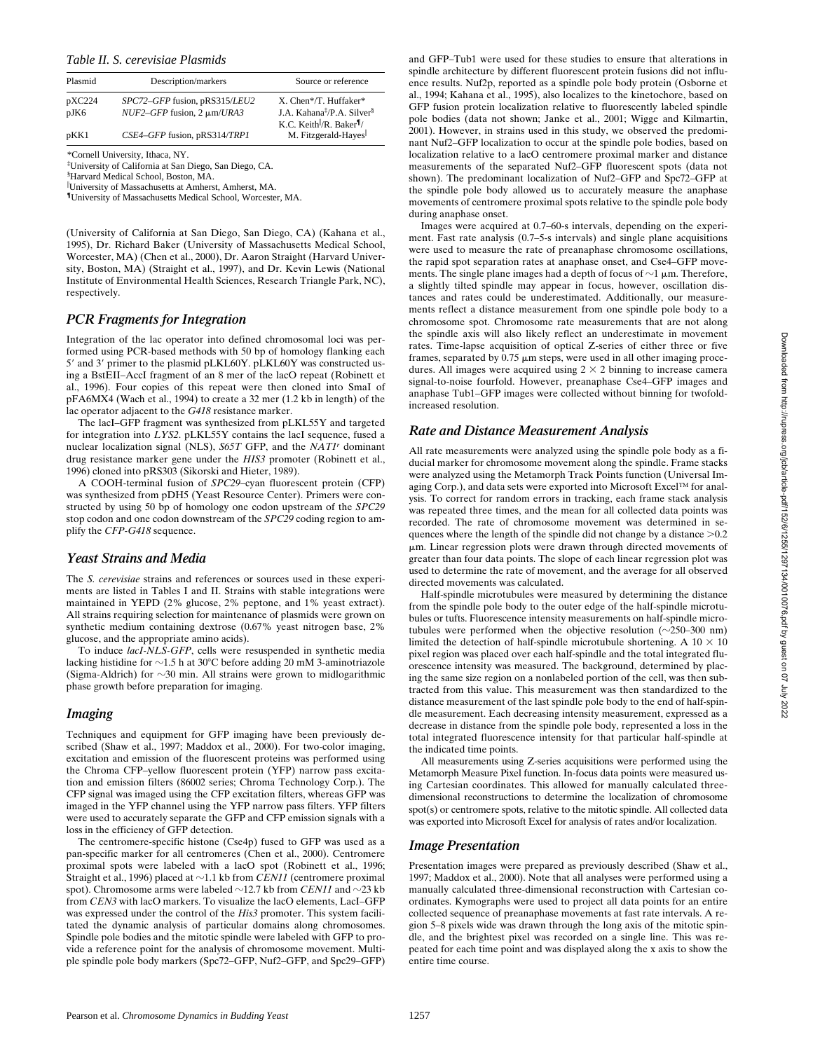*Table II. S. cerevisiae Plasmids*

| Plasmid | Description/markers | Source or reference |
|---|---|---|
| pXC224 | *SPC72–GFP* fusion, pRS315/*LEU2* | X. Chen*/T. Huffaker* |
| pJK6 | *NUF2–GFP* fusion, 2 μm/*URA3* | J.A. Kahana‡/P.A. Silver§ K.C. Keith‖/R. Baker¶/ |
| pKK1 | *CSE4–GFP* fusion, pRS314/*TRP1* | M. Fitzgerald-Hayes‖ |

*Cornell University, Ithaca, NY.
‡University of California at San Diego, San Diego, CA.
§Harvard Medical School, Boston, MA.
‖University of Massachusetts at Amherst, Amherst, MA.
¶University of Massachusetts Medical School, Worcester, MA.

(University of California at San Diego, San Diego, CA) (Kahana et al., 1995), Dr. Richard Baker (University of Massachusetts Medical School, Worcester, MA) (Chen et al., 2000), Dr. Aaron Straight (Harvard University, Boston, MA) (Straight et al., 1997), and Dr. Kevin Lewis (National Institute of Environmental Health Sciences, Research Triangle Park, NC), respectively.

## PCR Fragments for Integration

Integration of the lac operator into defined chromosomal loci was performed using PCR-based methods with 50 bp of homology flanking each 5′ and 3′ primer to the plasmid pLKL60Y. pLKL60Y was constructed using a BstEII–AccI fragment of an 8 mer of the lacO repeat (Robinett et al., 1996). Four copies of this repeat were then cloned into SmaI of pFA6MX4 (Wach et al., 1994) to create a 32 mer (1.2 kb in length) of the lac operator adjacent to the *G418* resistance marker.

The lacI–GFP fragment was synthesized from pLKL55Y and targeted for integration into *LYS2*. pLKL55Y contains the lacI sequence, fused a nuclear localization signal (NLS), *S65T* GFP, and the *NAT1*$^r$ dominant drug resistance marker gene under the *HIS3* promoter (Robinett et al., 1996) cloned into pRS303 (Sikorski and Hieter, 1989).

A COOH-terminal fusion of *SPC29*–cyan fluorescent protein (CFP) was synthesized from pDH5 (Yeast Resource Center). Primers were constructed by using 50 bp of homology one codon upstream of the *SPC29* stop codon and one codon downstream of the *SPC29* coding region to amplify the *CFP-G418* sequence.

## Yeast Strains and Media

The *S. cerevisiae* strains and references or sources used in these experiments are listed in Tables I and II. Strains with stable integrations were maintained in YEPD (2% glucose, 2% peptone, and 1% yeast extract). All strains requiring selection for maintenance of plasmids were grown on synthetic medium containing dextrose (0.67% yeast nitrogen base, 2% glucose, and the appropriate amino acids).

To induce *lacI-NLS-GFP*, cells were resuspended in synthetic media lacking histidine for ~1.5 h at 30°C before adding 20 mM 3-aminotriazole (Sigma-Aldrich) for ~30 min. All strains were grown to midlogarithmic phase growth before preparation for imaging.

## Imaging

Techniques and equipment for GFP imaging have been previously described (Shaw et al., 1997; Maddox et al., 2000). For two-color imaging, excitation and emission of the fluorescent proteins was performed using the Chroma CFP–yellow fluorescent protein (YFP) narrow pass excitation and emission filters (86002 series; Chroma Technology Corp.). The CFP signal was imaged using the CFP excitation filters, whereas GFP was imaged in the YFP channel using the YFP narrow pass filters. YFP filters were used to accurately separate the GFP and CFP emission signals with a loss in the efficiency of GFP detection.

The centromere-specific histone (Cse4p) fused to GFP was used as a pan-specific marker for all centromeres (Chen et al., 2000). Centromere proximal spots were labeled with a lacO spot (Robinett et al., 1996; Straight et al., 1996) placed at ~1.1 kb from *CEN11* (centromere proximal spot). Chromosome arms were labeled ~12.7 kb from *CEN11* and ~23 kb from *CEN3* with lacO markers. To visualize the lacO elements, LacI–GFP was expressed under the control of the *His3* promoter. This system facilitated the dynamic analysis of particular domains along chromosomes. Spindle pole bodies and the mitotic spindle were labeled with GFP to provide a reference point for the analysis of chromosome movement. Multiple spindle pole body markers (Spc72–GFP, Nuf2–GFP, and Spc29–GFP) and GFP–Tub1 were used for these studies to ensure that alterations in spindle architecture by different fluorescent protein fusions did not influence results. Nuf2p, reported as a spindle pole body protein (Osborne et al., 1994; Kahana et al., 1995), also localizes to the kinetochore, based on GFP fusion protein localization relative to fluorescently labeled spindle pole bodies (data not shown; Janke et al., 2001; Wigge and Kilmartin, 2001). However, in strains used in this study, we observed the predominant Nuf2–GFP localization to occur at the spindle pole bodies, based on localization relative to a lacO centromere proximal marker and distance measurements of the separated Nuf2–GFP fluorescent spots (data not shown). The predominant localization of Nuf2–GFP and Spc72–GFP at the spindle pole body allowed us to accurately measure the anaphase movements of centromere proximal spots relative to the spindle pole body during anaphase onset.

Images were acquired at 0.7–60-s intervals, depending on the experiment. Fast rate analysis (0.7–5-s intervals) and single plane acquisitions were used to measure the rate of preanaphase chromosome oscillations, the rapid spot separation rates at anaphase onset, and Cse4–GFP movements. The single plane images had a depth of focus of ~1 μm. Therefore, a slightly tilted spindle may appear in focus, however, oscillation distances and rates could be underestimated. Additionally, our measurements reflect a distance measurement from one spindle pole body to a chromosome spot. Chromosome rate measurements that are not along the spindle axis will also likely reflect an underestimate in movement rates. Time-lapse acquisition of optical Z-series of either three or five frames, separated by 0.75 μm steps, were used in all other imaging procedures. All images were acquired using 2 × 2 binning to increase camera signal-to-noise fourfold. However, preanaphase Cse4–GFP images and anaphase Tub1–GFP images were collected without binning for twofold-increased resolution.

## Rate and Distance Measurement Analysis

All rate measurements were analyzed using the spindle pole body as a fiducial marker for chromosome movement along the spindle. Frame stacks were analyzed using the Metamorph Track Points function (Universal Imaging Corp.), and data sets were exported into Microsoft Excel™ for analysis. To correct for random errors in tracking, each frame stack analysis was repeated three times, and the mean for all collected data points was recorded. The rate of chromosome movement was determined in sequences where the length of the spindle did not change by a distance >0.2 μm. Linear regression plots were drawn through directed movements of greater than four data points. The slope of each linear regression plot was used to determine the rate of movement, and the average for all observed directed movements was calculated.

Half-spindle microtubules were measured by determining the distance from the spindle pole body to the outer edge of the half-spindle microtubules or tufts. Fluorescence intensity measurements on half-spindle microtubules were performed when the objective resolution (~250–300 nm) limited the detection of half-spindle microtubule shortening. A 10 × 10 pixel region was placed over each half-spindle and the total integrated fluorescence intensity was measured. The background, determined by placing the same size region on a nonlabeled portion of the cell, was then subtracted from this value. This measurement was then standardized to the distance measurement of the last spindle pole body to the end of half-spindle measurement. Each decreasing intensity measurement, expressed as a decrease in distance from the spindle pole body, represented a loss in the total integrated fluorescence intensity for that particular half-spindle at the indicated time points.

All measurements using Z-series acquisitions were performed using the Metamorph Measure Pixel function. In-focus data points were measured using Cartesian coordinates. This allowed for manually calculated three-dimensional reconstructions to determine the localization of chromosome spot(s) or centromere spots, relative to the mitotic spindle. All collected data was exported into Microsoft Excel for analysis of rates and/or localization.

## Image Presentation

Presentation images were prepared as previously described (Shaw et al., 1997; Maddox et al., 2000). Note that all analyses were performed using a manually calculated three-dimensional reconstruction with Cartesian coordinates. Kymographs were used to project all data points for an entire collected sequence of preanaphase movements at fast rate intervals. A region 5–8 pixels wide was drawn through the long axis of the mitotic spindle, and the brightest pixel was recorded on a single line. This was repeated for each time point and was displayed along the x axis to show the entire time course.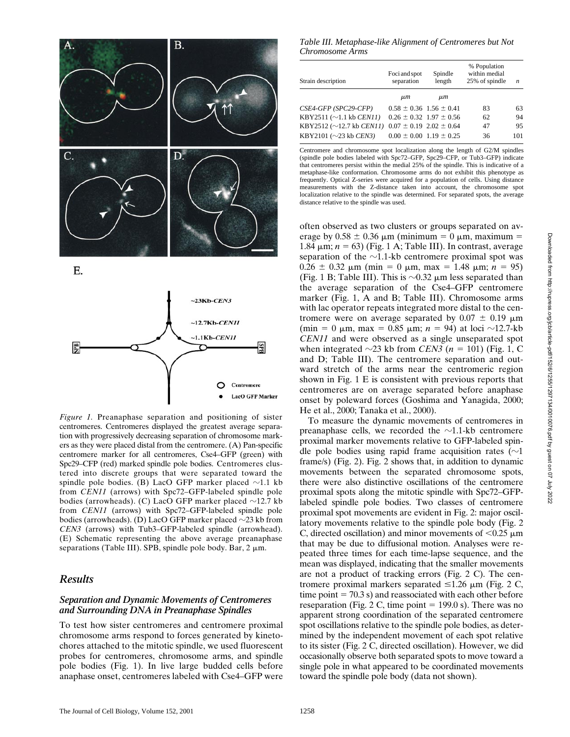*Figure 1.* Preanaphase separation and positioning of sister centromeres. Centromeres displayed the greatest average separation with progressively decreasing separation of chromosome markers as they were placed distal from the centromere. (A) Pan-specific centromere marker for all centromeres, Cse4–GFP (green) with Spc29–CFP (red) marked spindle pole bodies. Centromeres clustered into discrete groups that were separated toward the spindle pole bodies. (B) LacO GFP marker placed ~1.1 kb from *CEN11* (arrows) with Spc72–GFP-labeled spindle pole bodies (arrowheads). (C) LacO GFP marker placed ~12.7 kb from *CEN11* (arrows) with Spc72–GFP-labeled spindle pole bodies (arrowheads). (D) LacO GFP marker placed ~23 kb from *CEN3* (arrows) with Tub3–GFP-labeled spindle (arrowhead). (E) Schematic representing the above average preanaphase separations (Table III). SPB, spindle pole body. Bar, 2 μm.

## *Results*

### *Separation and Dynamic Movements of Centromeres and Surrounding DNA in Preanaphase Spindles*

To test how sister centromeres and centromere proximal chromosome arms respond to forces generated by kinetochores attached to the mitotic spindle, we used fluorescent probes for centromeres, chromosome arms, and spindle pole bodies (Fig. 1). In live large budded cells before anaphase onset, centromeres labeled with Cse4–GFP were often observed as two clusters or groups separated on average by 0.58 ± 0.36 μm (minimum = 0 μm, maximum = 1.84 μm; $n = 63$) (Fig. 1 A; Table III). In contrast, average separation of the ~1.1-kb centromere proximal spot was 0.26 ± 0.32 μm (min = 0 μm, max = 1.48 μm; $n = 95$) (Fig. 1 B; Table III). This is ~0.32 μm less separated than the average separation of the Cse4–GFP centromere marker (Fig. 1, A and B; Table III). Chromosome arms with lac operator repeats integrated more distal to the centromere were on average separated by 0.07 ± 0.19 μm (min = 0 μm, max = 0.85 μm; $n = 94$) at loci ~12.7-kb *CEN11* and were observed as a single unseparated spot when integrated ~23 kb from *CEN3* ($n = 101$) (Fig. 1, C and D; Table III). The centromere separation and outward stretch of the arms near the centromeric region shown in Fig. 1 E is consistent with previous reports that centromeres are on average separated before anaphase onset by poleward forces (Goshima and Yanagida, 2000; He et al., 2000; Tanaka et al., 2000).

To measure the dynamic movements of centromeres in preanaphase cells, we recorded the ~1.1-kb centromere proximal marker movements relative to GFP-labeled spindle pole bodies using rapid frame acquisition rates (~1 frame/s) (Fig. 2). Fig. 2 shows that, in addition to dynamic movements between the separated chromosome spots, there were also distinctive oscillations of the centromere proximal spots along the mitotic spindle with Spc72–GFP-labeled spindle pole bodies. Two classes of centromere proximal spot movements are evident in Fig. 2: major oscillatory movements relative to the spindle pole body (Fig. 2 C, directed oscillation) and minor movements of <0.25 μm that may be due to diffusional motion. Analyses were repeated three times for each time-lapse sequence, and the mean was displayed, indicating that the smaller movements are not a product of tracking errors (Fig. 2 C). The centromere proximal markers separated ≤1.26 μm (Fig. 2 C, time point = 70.3 s) and reassociated with each other before reseparation (Fig. 2 C, time point = 199.0 s). There was no apparent strong coordination of the separated centromere spot oscillations relative to the spindle pole bodies, as determined by the independent movement of each spot relative to its sister (Fig. 2 C, directed oscillation). However, we did occasionally observe both separated spots to move toward a single pole in what appeared to be coordinated movements toward the spindle pole body (data not shown).

*Table III. Metaphase-like Alignment of Centromeres but Not Chromosome Arms*

| Strain description | Foci and spot separation | Spindle length | % Population within medial 25% of spindle | $n$ |
|---|---|---|---|---|
| | *μm* | *μm* | | |
| *CSE4-GFP (SPC29-CFP)* | 0.58 ± 0.36 | 1.56 ± 0.41 | 83 | 63 |
| KBY2511 (~1.1 kb *CEN11*) | 0.26 ± 0.32 | 1.97 ± 0.56 | 62 | 94 |
| KBY2512 (~12.7 kb *CEN11*) | 0.07 ± 0.19 | 2.02 ± 0.64 | 47 | 95 |
| KBY2101 (~23 kb *CEN3*) | 0.00 ± 0.00 | 1.19 ± 0.25 | 36 | 101 |

Centromere and chromosome spot localization along the length of G2/M spindles (spindle pole bodies labeled with Spc72–GFP, Spc29–CFP, or Tub3–GFP) indicate that centromeres persist within the medial 25% of the spindle. This is indicative of a metaphase-like conformation. Chromosome arms do not exhibit this phenotype as frequently. Optical Z-series were acquired for a population of cells. Using distance measurements with the Z-distance taken into account, the chromosome spot localization relative to the spindle was determined. For separated spots, the average distance relative to the spindle was used.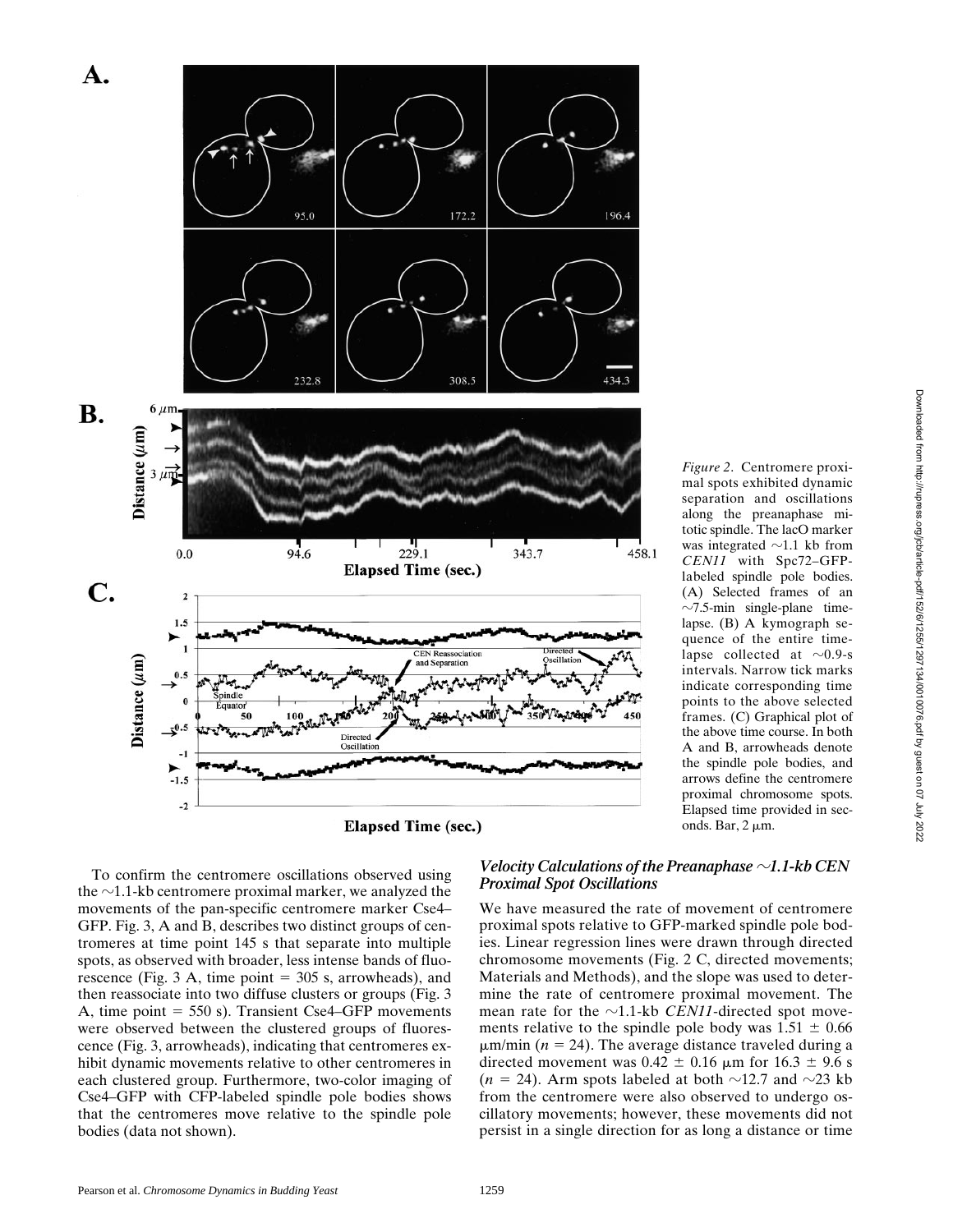*Figure 2*. Centromere proximal spots exhibited dynamic separation and oscillations along the preanaphase mitotic spindle. The lacO marker was integrated ~1.1 kb from *CEN11* with Spc72–GFP-labeled spindle pole bodies. (A) Selected frames of an ~7.5-min single-plane time-lapse. (B) A kymograph sequence of the entire time-lapse collected at ~0.9-s intervals. Narrow tick marks indicate corresponding time points to the above selected frames. (C) Graphical plot of the above time course. In both A and B, arrowheads denote the spindle pole bodies, and arrows define the centromere proximal chromosome spots. Elapsed time provided in seconds. Bar, 2 μm.

To confirm the centromere oscillations observed using the ~1.1-kb centromere proximal marker, we analyzed the movements of the pan-specific centromere marker Cse4–GFP. Fig. 3, A and B, describes two distinct groups of centromeres at time point 145 s that separate into multiple spots, as observed with broader, less intense bands of fluorescence (Fig. 3 A, time point = 305 s, arrowheads), and then reassociate into two diffuse clusters or groups (Fig. 3 A, time point = 550 s). Transient Cse4–GFP movements were observed between the clustered groups of fluorescence (Fig. 3, arrowheads), indicating that centromeres exhibit dynamic movements relative to other centromeres in each clustered group. Furthermore, two-color imaging of Cse4–GFP with CFP-labeled spindle pole bodies shows that the centromeres move relative to the spindle pole bodies (data not shown).

### *Velocity Calculations of the Preanaphase ~1.1-kb CEN Proximal Spot Oscillations*

We have measured the rate of movement of centromere proximal spots relative to GFP-marked spindle pole bodies. Linear regression lines were drawn through directed chromosome movements (Fig. 2 C, directed movements; Materials and Methods), and the slope was used to determine the rate of centromere proximal movement. The mean rate for the ~1.1-kb *CEN11*-directed spot movements relative to the spindle pole body was $1.51 \pm 0.66$ μm/min ($n = 24$). The average distance traveled during a directed movement was $0.42 \pm 0.16$ μm for $16.3 \pm 9.6$ s ($n = 24$). Arm spots labeled at both ~12.7 and ~23 kb from the centromere were also observed to undergo oscillatory movements; however, these movements did not persist in a single direction for as long a distance or time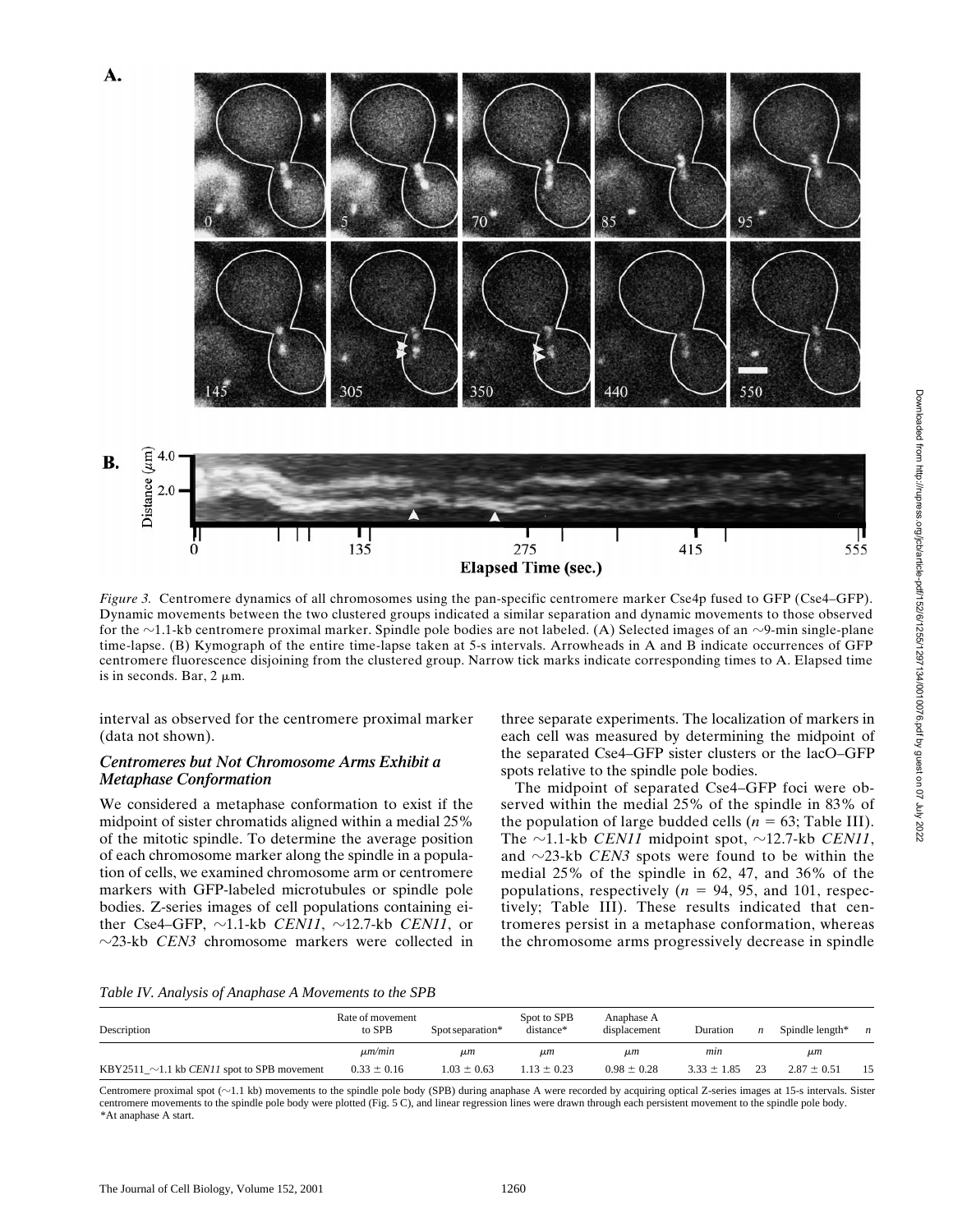*Figure 3.* Centromere dynamics of all chromosomes using the pan-specific centromere marker Cse4p fused to GFP (Cse4–GFP). Dynamic movements between the two clustered groups indicated a similar separation and dynamic movements to those observed for the ∼1.1-kb centromere proximal marker. Spindle pole bodies are not labeled. (A) Selected images of an ∼9-min single-plane time-lapse. (B) Kymograph of the entire time-lapse taken at 5-s intervals. Arrowheads in A and B indicate occurrences of GFP centromere fluorescence disjoining from the clustered group. Narrow tick marks indicate corresponding times to A. Elapsed time is in seconds. Bar, 2 μm.

interval as observed for the centromere proximal marker (data not shown).

### *Centromeres but Not Chromosome Arms Exhibit a Metaphase Conformation*

We considered a metaphase conformation to exist if the midpoint of sister chromatids aligned within a medial 25% of the mitotic spindle. To determine the average position of each chromosome marker along the spindle in a population of cells, we examined chromosome arm or centromere markers with GFP-labeled microtubules or spindle pole bodies. Z-series images of cell populations containing either Cse4–GFP, ∼1.1-kb *CEN11*, ∼12.7-kb *CEN11*, or ∼23-kb *CEN3* chromosome markers were collected in three separate experiments. The localization of markers in each cell was measured by determining the midpoint of the separated Cse4–GFP sister clusters or the lacO–GFP spots relative to the spindle pole bodies.

The midpoint of separated Cse4–GFP foci were observed within the medial 25% of the spindle in 83% of the population of large budded cells ($n = 63$; Table III). The ∼1.1-kb *CEN11* midpoint spot, ∼12.7-kb *CEN11*, and ∼23-kb *CEN3* spots were found to be within the medial 25% of the spindle in 62, 47, and 36% of the populations, respectively ($n = 94$, 95, and 101, respectively; Table III). These results indicated that centromeres persist in a metaphase conformation, whereas the chromosome arms progressively decrease in spindle

*Table IV. Analysis of Anaphase A Movements to the SPB*

| Description | Rate of movement to SPB | Spot separation* | Spot to SPB distance* | Anaphase A displacement | Duration | $n$ | Spindle length* | $n$ |
|---|---|---|---|---|---|---|---|---|
| | *μm/min* | *μm* | *μm* | *μm* | *min* | | *μm* | |
| KBY2511_∼1.1 kb *CEN11* spot to SPB movement | 0.33 ± 0.16 | 1.03 ± 0.63 | 1.13 ± 0.23 | 0.98 ± 0.28 | 3.33 ± 1.85 | 23 | 2.87 ± 0.51 | 15 |

Centromere proximal spot (∼1.1 kb) movements to the spindle pole body (SPB) during anaphase A were recorded by acquiring optical Z-series images at 15-s intervals. Sister centromere movements to the spindle pole body were plotted (Fig. 5 C), and linear regression lines were drawn through each persistent movement to the spindle pole body.
*At anaphase A start.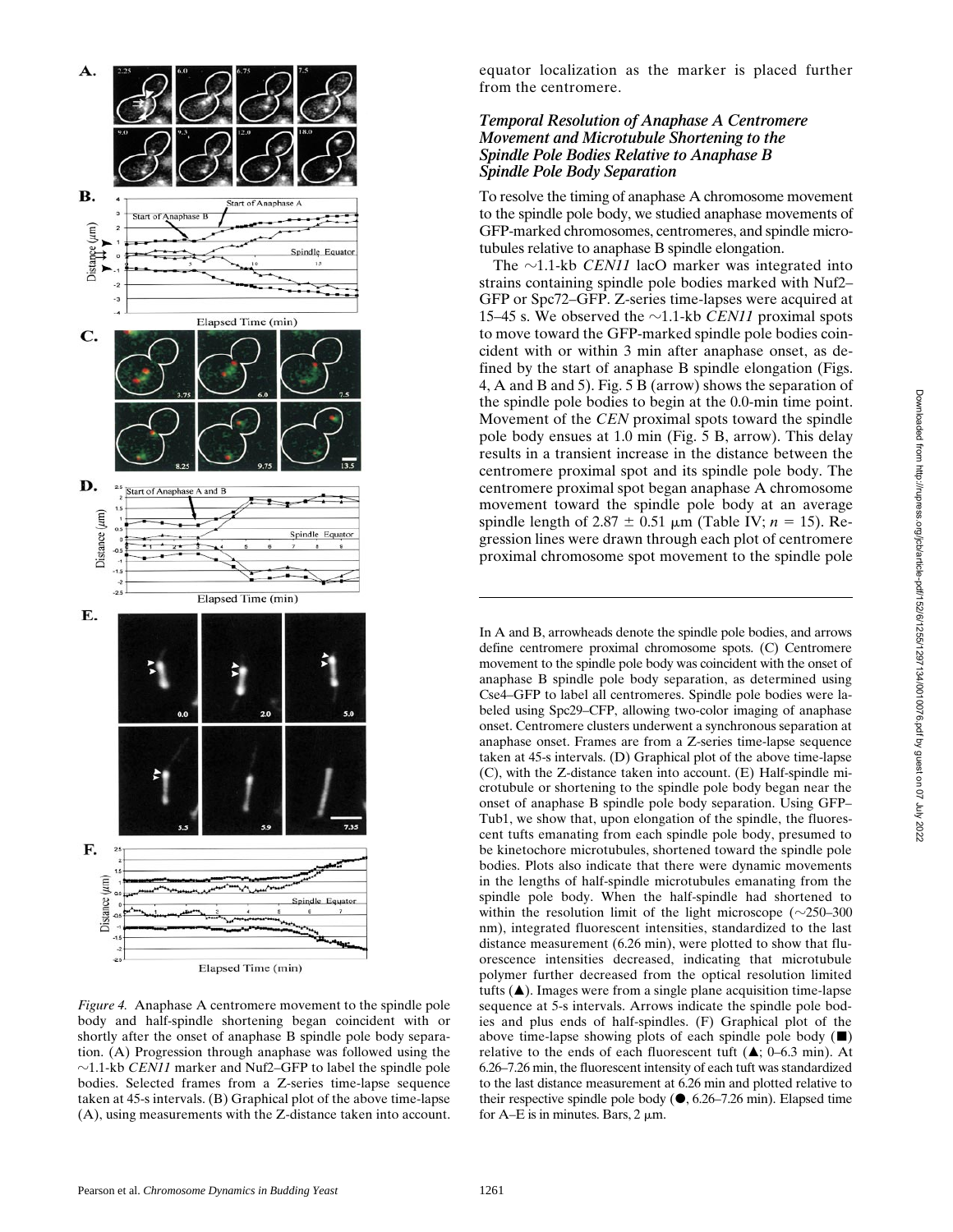equator localization as the marker is placed further from the centromere.

### *Temporal Resolution of Anaphase A Centromere Movement and Microtubule Shortening to the Spindle Pole Bodies Relative to Anaphase B Spindle Pole Body Separation*

To resolve the timing of anaphase A chromosome movement to the spindle pole body, we studied anaphase movements of GFP-marked chromosomes, centromeres, and spindle microtubules relative to anaphase B spindle elongation.

The ~1.1-kb *CEN11* lacO marker was integrated into strains containing spindle pole bodies marked with Nuf2–GFP or Spc72–GFP. Z-series time-lapses were acquired at 15–45 s. We observed the ~1.1-kb *CEN11* proximal spots to move toward the GFP-marked spindle pole bodies coincident with or within 3 min after anaphase onset, as defined by the start of anaphase B spindle elongation (Figs. 4, A and B and 5). Fig. 5 B (arrow) shows the separation of the spindle pole bodies to begin at the 0.0-min time point. Movement of the *CEN* proximal spots toward the spindle pole body ensues at 1.0 min (Fig. 5 B, arrow). This delay results in a transient increase in the distance between the centromere proximal spot and its spindle pole body. The centromere proximal spot began anaphase A chromosome movement toward the spindle pole body at an average spindle length of 2.87 ± 0.51 μm (Table IV; $n = 15$). Regression lines were drawn through each plot of centromere proximal chromosome spot movement to the spindle pole

*Figure 4.* Anaphase A centromere movement to the spindle pole body and half-spindle shortening began coincident with or shortly after the onset of anaphase B spindle pole body separation. (A) Progression through anaphase was followed using the ~1.1-kb *CEN11* marker and Nuf2–GFP to label the spindle pole bodies. Selected frames from a Z-series time-lapse sequence taken at 45-s intervals. (B) Graphical plot of the above time-lapse (A), using measurements with the Z-distance taken into account. In A and B, arrowheads denote the spindle pole bodies, and arrows define centromere proximal chromosome spots. (C) Centromere movement to the spindle pole body was coincident with the onset of anaphase B spindle pole body separation, as determined using Cse4–GFP to label all centromeres. Spindle pole bodies were labeled using Spc29–CFP, allowing two-color imaging of anaphase onset. Centromere clusters underwent a synchronous separation at anaphase onset. Frames are from a Z-series time-lapse sequence taken at 45-s intervals. (D) Graphical plot of the above time-lapse (C), with the Z-distance taken into account. (E) Half-spindle microtubule or shortening to the spindle pole body began near the onset of anaphase B spindle pole body separation. Using GFP–Tub1, we show that, upon elongation of the spindle, the fluorescent tufts emanating from each spindle pole body, presumed to be kinetochore microtubules, shortened toward the spindle pole bodies. Plots also indicate that there were dynamic movements in the lengths of half-spindle microtubules emanating from the spindle pole body. When the half-spindle had shortened to within the resolution limit of the light microscope (~250–300 nm), integrated fluorescent intensities, standardized to the last distance measurement (6.26 min), were plotted to show that fluorescence intensities decreased, indicating that microtubule polymer further decreased from the optical resolution limited tufts (▲). Images were from a single plane acquisition time-lapse sequence at 5-s intervals. Arrows indicate the spindle pole bodies and plus ends of half-spindles. (F) Graphical plot of the above time-lapse showing plots of each spindle pole body (■) relative to the ends of each fluorescent tuft (▲; 0–6.3 min). At 6.26–7.26 min, the fluorescent intensity of each tuft was standardized to the last distance measurement at 6.26 min and plotted relative to their respective spindle pole body (●, 6.26–7.26 min). Elapsed time for A–E is in minutes. Bars, 2 μm.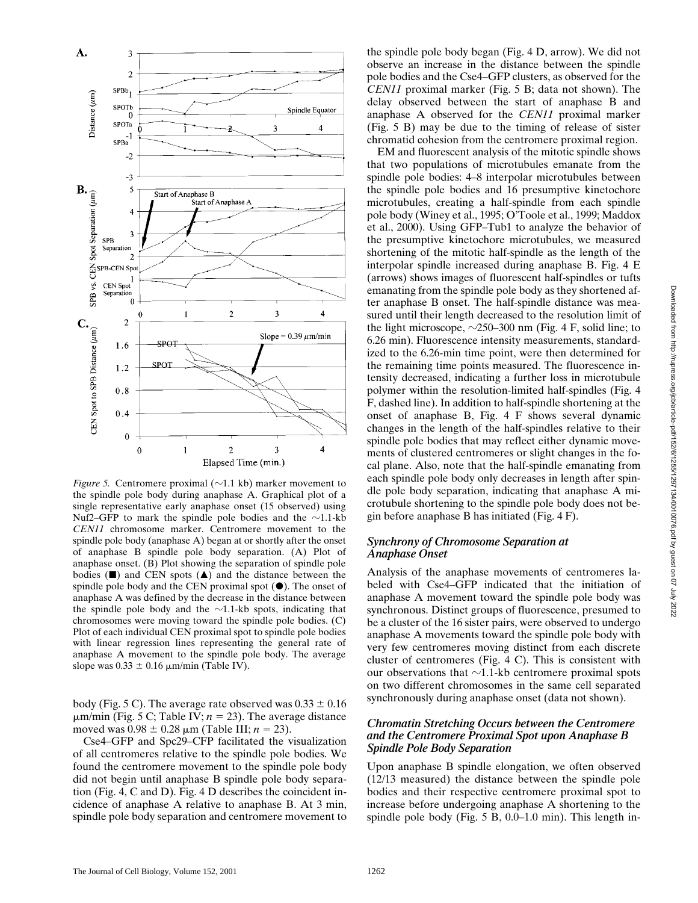*Figure 5.* Centromere proximal (~1.1 kb) marker movement to the spindle pole body during anaphase A. Graphical plot of a single representative early anaphase onset (15 observed) using Nuf2–GFP to mark the spindle pole bodies and the ~1.1-kb *CEN11* chromosome marker. Centromere movement to the spindle pole body (anaphase A) began at or shortly after the onset of anaphase B spindle pole body separation. (A) Plot of anaphase onset. (B) Plot showing the separation of spindle pole bodies (■) and CEN spots (▲) and the distance between the spindle pole body and the CEN proximal spot (●). The onset of anaphase A was defined by the decrease in the distance between the spindle pole body and the ~1.1-kb spots, indicating that chromosomes were moving toward the spindle pole bodies. (C) Plot of each individual CEN proximal spot to spindle pole bodies with linear regression lines representing the general rate of anaphase A movement to the spindle pole body. The average slope was 0.33 ± 0.16 μm/min (Table IV).

body (Fig. 5 C). The average rate observed was 0.33 ± 0.16 μm/min (Fig. 5 C; Table IV; $n = 23$). The average distance moved was 0.98 ± 0.28 μm (Table III; $n = 23$).

Cse4–GFP and Spc29–CFP facilitated the visualization of all centromeres relative to the spindle pole bodies. We found the centromere movement to the spindle pole body did not begin until anaphase B spindle pole body separation (Fig. 4, C and D). Fig. 4 D describes the coincident incidence of anaphase A relative to anaphase B. At 3 min, spindle pole body separation and centromere movement to the spindle pole body began (Fig. 4 D, arrow). We did not observe an increase in the distance between the spindle pole bodies and the Cse4–GFP clusters, as observed for the *CEN11* proximal marker (Fig. 5 B; data not shown). The delay observed between the start of anaphase B and anaphase A observed for the *CEN11* proximal marker (Fig. 5 B) may be due to the timing of release of sister chromatid cohesion from the centromere proximal region.

EM and fluorescent analysis of the mitotic spindle shows that two populations of microtubules emanate from the spindle pole bodies: 4–8 interpolar microtubules between the spindle pole bodies and 16 presumptive kinetochore microtubules, creating a half-spindle from each spindle pole body (Winey et al., 1995; O'Toole et al., 1999; Maddox et al., 2000). Using GFP–Tub1 to analyze the behavior of the presumptive kinetochore microtubules, we measured shortening of the mitotic half-spindle as the length of the interpolar spindle increased during anaphase B. Fig. 4 E (arrows) shows images of fluorescent half-spindles or tufts emanating from the spindle pole body as they shortened after anaphase B onset. The half-spindle distance was measured until their length decreased to the resolution limit of the light microscope, ~250–300 nm (Fig. 4 F, solid line; to 6.26 min). Fluorescence intensity measurements, standardized to the 6.26-min time point, were then determined for the remaining time points measured. The fluorescence intensity decreased, indicating a further loss in microtubule polymer within the resolution-limited half-spindles (Fig. 4 F, dashed line). In addition to half-spindle shortening at the onset of anaphase B, Fig. 4 F shows several dynamic changes in the length of the half-spindles relative to their spindle pole bodies that may reflect either dynamic movements of clustered centromeres or slight changes in the focal plane. Also, note that the half-spindle emanating from each spindle pole body only decreases in length after spindle pole body separation, indicating that anaphase A microtubule shortening to the spindle pole body does not begin before anaphase B has initiated (Fig. 4 F).

### Synchrony of Chromosome Separation at Anaphase Onset

Analysis of the anaphase movements of centromeres labeled with Cse4–GFP indicated that the initiation of anaphase A movement toward the spindle pole body was synchronous. Distinct groups of fluorescence, presumed to be a cluster of the 16 sister pairs, were observed to undergo anaphase A movements toward the spindle pole body with very few centromeres moving distinct from each discrete cluster of centromeres (Fig. 4 C). This is consistent with our observations that ~1.1-kb centromere proximal spots on two different chromosomes in the same cell separated synchronously during anaphase onset (data not shown).

### Chromatin Stretching Occurs between the Centromere and the Centromere Proximal Spot upon Anaphase B Spindle Pole Body Separation

Upon anaphase B spindle elongation, we often observed (12/13 measured) the distance between the spindle pole bodies and their respective centromere proximal spot to increase before undergoing anaphase A shortening to the spindle pole body (Fig. 5 B, 0.0–1.0 min). This length in-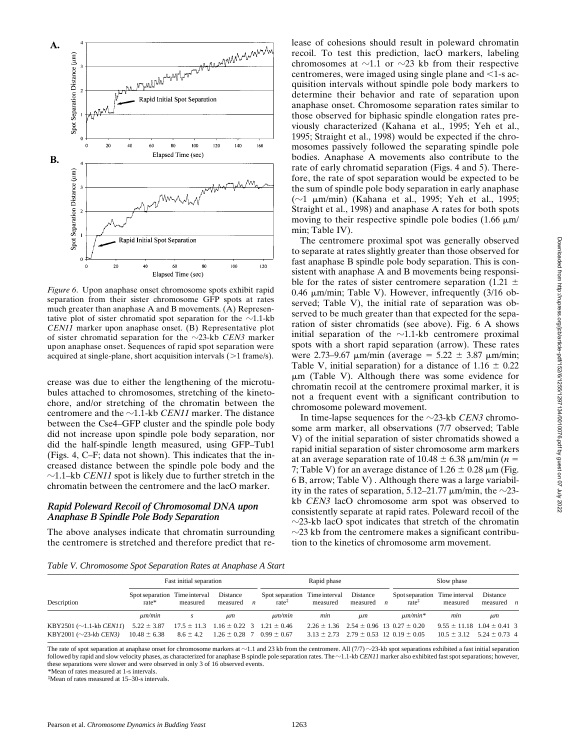*Figure 6.* Upon anaphase onset chromosome spots exhibit rapid separation from their sister chromosome GFP spots at rates much greater than anaphase A and B movements. (A) Representative plot of sister chromatid spot separation for the ~1.1-kb *CEN11* marker upon anaphase onset. (B) Representative plot of sister chromatid separation for the ~23-kb *CEN3* marker upon anaphase onset. Sequences of rapid spot separation were acquired at single-plane, short acquisition intervals (>1 frame/s).

crease was due to either the lengthening of the microtubules attached to chromosomes, stretching of the kinetochore, and/or stretching of the chromatin between the centromere and the ~1.1-kb *CEN11* marker. The distance between the Cse4–GFP cluster and the spindle pole body did not increase upon spindle pole body separation, nor did the half-spindle length measured, using GFP–Tub1 (Figs. 4, C–F; data not shown). This indicates that the increased distance between the spindle pole body and the ~1.1–kb *CEN11* spot is likely due to further stretch in the chromatin between the centromere and the lacO marker.

### *Rapid Poleward Recoil of Chromosomal DNA upon Anaphase B Spindle Pole Body Separation*

The above analyses indicate that chromatin surrounding the centromere is stretched and therefore predict that release of cohesions should result in poleward chromatin recoil. To test this prediction, lacO markers, labeling chromosomes at ~1.1 or ~23 kb from their respective centromeres, were imaged using single plane and <1-s acquisition intervals without spindle pole body markers to determine their behavior and rate of separation upon anaphase onset. Chromosome separation rates similar to those observed for biphasic spindle elongation rates previously characterized (Kahana et al., 1995; Yeh et al., 1995; Straight et al., 1998) would be expected if the chromosomes passively followed the separating spindle pole bodies. Anaphase A movements also contribute to the rate of early chromatid separation (Figs. 4 and 5). Therefore, the rate of spot separation would be expected to be the sum of spindle pole body separation in early anaphase (~1 μm/min) (Kahana et al., 1995; Yeh et al., 1995; Straight et al., 1998) and anaphase A rates for both spots moving to their respective spindle pole bodies (1.66 μm/min; Table IV).

The centromere proximal spot was generally observed to separate at rates slightly greater than those observed for fast anaphase B spindle pole body separation. This is consistent with anaphase A and B movements being responsible for the rates of sister centromere separation (1.21 ± 0.46 μm/min; Table V). However, infrequently (3/16 observed; Table V), the initial rate of separation was observed to be much greater than that expected for the separation of sister chromatids (see above). Fig. 6 A shows initial separation of the ~1.1-kb centromere proximal spots with a short rapid separation (arrow). These rates were 2.73–9.67 μm/min (average = 5.22 ± 3.87 μm/min; Table V, initial separation) for a distance of 1.16 ± 0.22 μm (Table V). Although there was some evidence for chromatin recoil at the centromere proximal marker, it is not a frequent event with a significant contribution to chromosome poleward movement.

In time-lapse sequences for the ~23-kb *CEN3* chromosome arm marker, all observations (7/7 observed; Table V) of the initial separation of sister chromatids showed a rapid initial separation of sister chromosome arm markers at an average separation rate of 10.48 ± 6.38 μm/min ($n$ = 7; Table V) for an average distance of 1.26 ± 0.28 μm (Fig. 6 B, arrow; Table V). Although there was a large variability in the rates of separation, 5.12–21.77 μm/min, the ~23-kb *CEN3* lacO chromosome arm spot was observed to consistently separate at rapid rates. Poleward recoil of the ~23-kb lacO spot indicates that stretch of the chromatin ~23 kb from the centromere makes a significant contribution to the kinetics of chromosome arm movement.

*Table V. Chromosome Spot Separation Rates at Anaphase A Start*

| Description | Fast initial separation | | | | Rapid phase | | | | Slow phase | | | |
|---|---|---|---|---|---|---|---|---|---|---|---|---|
| | Spot separation rate* | Time interval measured | Distance measured | $n$ | Spot separation rate‡ | Time interval measured | Distance measured | $n$ | Spot separation rate‡ | Time interval measured | Distance measured | $n$ |
| | μm/min | s | μm | | μm/min | min | μm | | μm/min* | min | μm | |
| KBY2501 (~1.1-kb *CEN11*) | 5.22 ± 3.87 | 17.5 ± 11.3 | 1.16 ± 0.22 | 3 | 1.21 ± 0.46 | 2.26 ± 1.36 | 2.54 ± 0.96 | 13 | 0.27 ± 0.20 | 9.55 ± 11.18 | 1.04 ± 0.41 | 3 |
| KBY2001 (~23-kb *CEN3*) | 10.48 ± 6.38 | 8.6 ± 4.2 | 1.26 ± 0.28 | 7 | 0.99 ± 0.67 | 3.13 ± 2.73 | 2.79 ± 0.53 | 12 | 0.19 ± 0.05 | 10.5 ± 3.12 | 5.24 ± 0.73 | 4 |

The rate of spot separation at anaphase onset for chromosome markers at ~1.1 and 23 kb from the centromere. All (7/7) ~23-kb spot separations exhibited a fast initial separation followed by rapid and slow velocity phases, as characterized for anaphase B spindle pole separation rates. The ~1.1-kb *CEN11* marker also exhibited fast spot separations; however, these separations were slower and were observed in only 3 of 16 observed events.

*Mean of rates measured at 1-s intervals.

‡Mean of rates measured at 15–30-s intervals.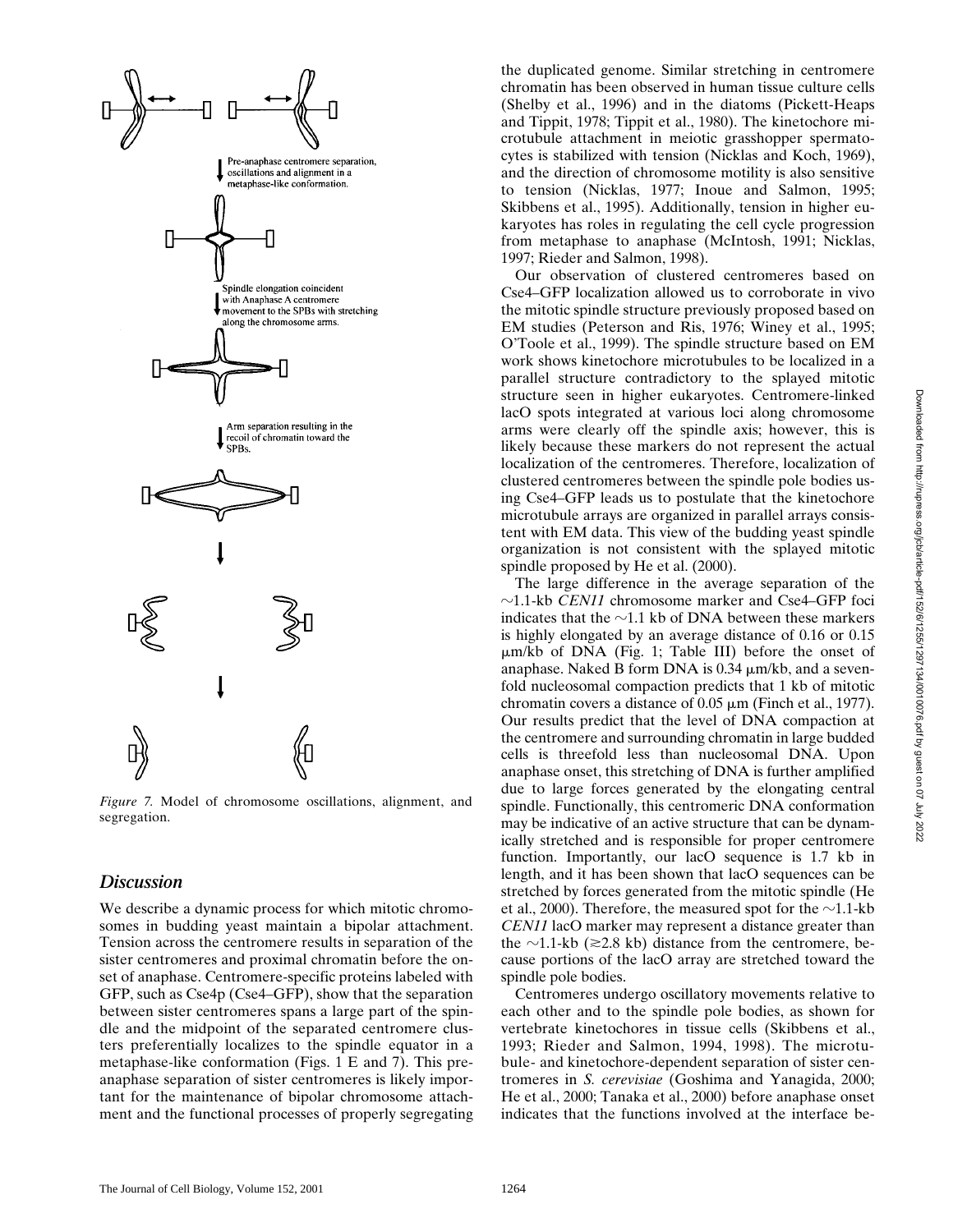Pre-anaphase centromere separation, oscillations and alignment in a metaphase-like conformation.

Spindle elongation coincident with Anaphase A centromere movement to the SPBs with stretching along the chromosome arms.

Arm separation resulting in the recoil of chromatin toward the SPBs.

*Figure 7.* Model of chromosome oscillations, alignment, and segregation.

## Discussion

We describe a dynamic process for which mitotic chromosomes in budding yeast maintain a bipolar attachment. Tension across the centromere results in separation of the sister centromeres and proximal chromatin before the onset of anaphase. Centromere-specific proteins labeled with GFP, such as Cse4p (Cse4–GFP), show that the separation between sister centromeres spans a large part of the spindle and the midpoint of the separated centromere clusters preferentially localizes to the spindle equator in a metaphase-like conformation (Figs. 1 E and 7). This pre-anaphase separation of sister centromeres is likely important for the maintenance of bipolar chromosome attachment and the functional processes of properly segregating the duplicated genome. Similar stretching in centromere chromatin has been observed in human tissue culture cells (Shelby et al., 1996) and in the diatoms (Pickett-Heaps and Tippit, 1978; Tippit et al., 1980). The kinetochore microtubule attachment in meiotic grasshopper spermatocytes is stabilized with tension (Nicklas and Koch, 1969), and the direction of chromosome motility is also sensitive to tension (Nicklas, 1977; Inoue and Salmon, 1995; Skibbens et al., 1995). Additionally, tension in higher eukaryotes has roles in regulating the cell cycle progression from metaphase to anaphase (McIntosh, 1991; Nicklas, 1997; Rieder and Salmon, 1998).

Our observation of clustered centromeres based on Cse4–GFP localization allowed us to corroborate in vivo the mitotic spindle structure previously proposed based on EM studies (Peterson and Ris, 1976; Winey et al., 1995; O'Toole et al., 1999). The spindle structure based on EM work shows kinetochore microtubules to be localized in a parallel structure contradictory to the splayed mitotic structure seen in higher eukaryotes. Centromere-linked lacO spots integrated at various loci along chromosome arms were clearly off the spindle axis; however, this is likely because these markers do not represent the actual localization of the centromeres. Therefore, localization of clustered centromeres between the spindle pole bodies using Cse4–GFP leads us to postulate that the kinetochore microtubule arrays are organized in parallel arrays consistent with EM data. This view of the budding yeast spindle organization is not consistent with the splayed mitotic spindle proposed by He et al. (2000).

The large difference in the average separation of the ~1.1-kb *CEN11* chromosome marker and Cse4–GFP foci indicates that the ~1.1 kb of DNA between these markers is highly elongated by an average distance of 0.16 or 0.15 μm/kb of DNA (Fig. 1; Table III) before the onset of anaphase. Naked B form DNA is 0.34 μm/kb, and a sevenfold nucleosomal compaction predicts that 1 kb of mitotic chromatin covers a distance of 0.05 μm (Finch et al., 1977). Our results predict that the level of DNA compaction at the centromere and surrounding chromatin in large budded cells is threefold less than nucleosomal DNA. Upon anaphase onset, this stretching of DNA is further amplified due to large forces generated by the elongating central spindle. Functionally, this centromeric DNA conformation may be indicative of an active structure that can be dynamically stretched and is responsible for proper centromere function. Importantly, our lacO sequence is 1.7 kb in length, and it has been shown that lacO sequences can be stretched by forces generated from the mitotic spindle (He et al., 2000). Therefore, the measured spot for the ~1.1-kb *CEN11* lacO marker may represent a distance greater than the ~1.1-kb (≳2.8 kb) distance from the centromere, because portions of the lacO array are stretched toward the spindle pole bodies.

Centromeres undergo oscillatory movements relative to each other and to the spindle pole bodies, as shown for vertebrate kinetochores in tissue cells (Skibbens et al., 1993; Rieder and Salmon, 1994, 1998). The microtubule- and kinetochore-dependent separation of sister centromeres in *S. cerevisiae* (Goshima and Yanagida, 2000; He et al., 2000; Tanaka et al., 2000) before anaphase onset indicates that the functions involved at the interface be-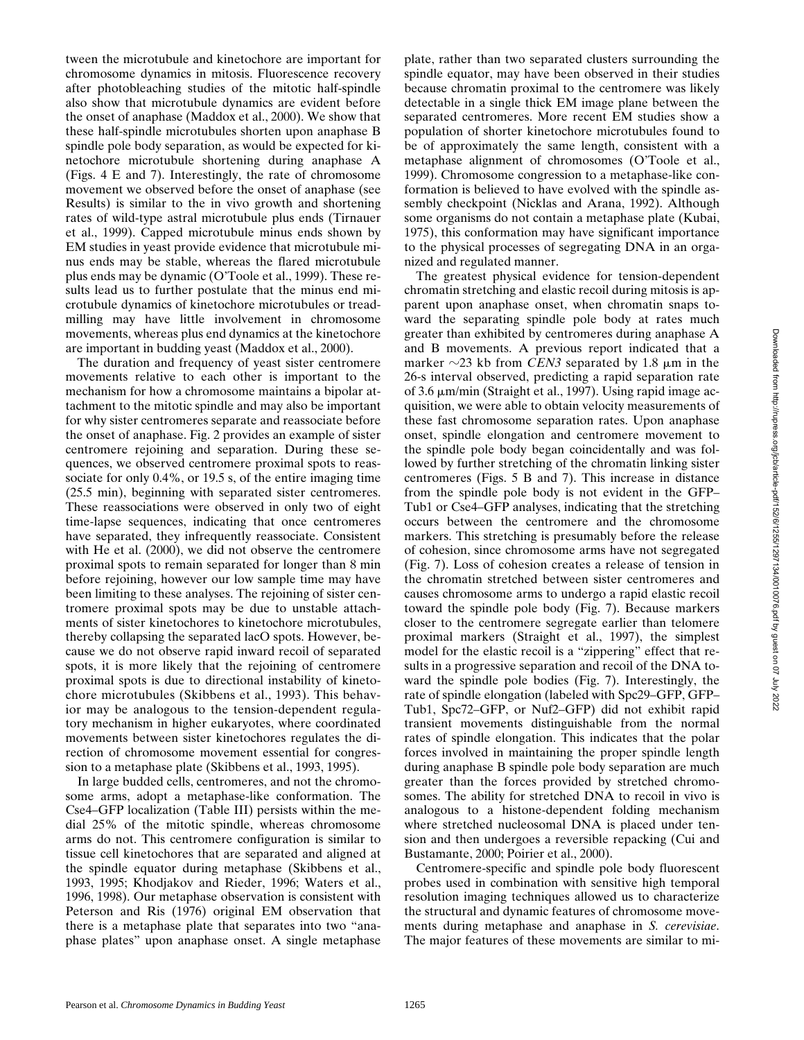tween the microtubule and kinetochore are important for chromosome dynamics in mitosis. Fluorescence recovery after photobleaching studies of the mitotic half-spindle also show that microtubule dynamics are evident before the onset of anaphase (Maddox et al., 2000). We show that these half-spindle microtubules shorten upon anaphase B spindle pole body separation, as would be expected for kinetochore microtubule shortening during anaphase A (Figs. 4 E and 7). Interestingly, the rate of chromosome movement we observed before the onset of anaphase (see Results) is similar to the in vivo growth and shortening rates of wild-type astral microtubule plus ends (Tirnauer et al., 1999). Capped microtubule minus ends shown by EM studies in yeast provide evidence that microtubule minus ends may be stable, whereas the flared microtubule plus ends may be dynamic (O'Toole et al., 1999). These results lead us to further postulate that the minus end microtubule dynamics of kinetochore microtubules or treadmilling may have little involvement in chromosome movements, whereas plus end dynamics at the kinetochore are important in budding yeast (Maddox et al., 2000).

The duration and frequency of yeast sister centromere movements relative to each other is important to the mechanism for how a chromosome maintains a bipolar attachment to the mitotic spindle and may also be important for why sister centromeres separate and reassociate before the onset of anaphase. Fig. 2 provides an example of sister centromere rejoining and separation. During these sequences, we observed centromere proximal spots to reassociate for only 0.4%, or 19.5 s, of the entire imaging time (25.5 min), beginning with separated sister centromeres. These reassociations were observed in only two of eight time-lapse sequences, indicating that once centromeres have separated, they infrequently reassociate. Consistent with He et al. (2000), we did not observe the centromere proximal spots to remain separated for longer than 8 min before rejoining, however our low sample time may have been limiting to these analyses. The rejoining of sister centromere proximal spots may be due to unstable attachments of sister kinetochores to kinetochore microtubules, thereby collapsing the separated lacO spots. However, because we do not observe rapid inward recoil of separated spots, it is more likely that the rejoining of centromere proximal spots is due to directional instability of kinetochore microtubules (Skibbens et al., 1993). This behavior may be analogous to the tension-dependent regulatory mechanism in higher eukaryotes, where coordinated movements between sister kinetochores regulates the direction of chromosome movement essential for congression to a metaphase plate (Skibbens et al., 1993, 1995).

In large budded cells, centromeres, and not the chromosome arms, adopt a metaphase-like conformation. The Cse4–GFP localization (Table III) persists within the medial 25% of the mitotic spindle, whereas chromosome arms do not. This centromere configuration is similar to tissue cell kinetochores that are separated and aligned at the spindle equator during metaphase (Skibbens et al., 1993, 1995; Khodjakov and Rieder, 1996; Waters et al., 1996, 1998). Our metaphase observation is consistent with Peterson and Ris (1976) original EM observation that there is a metaphase plate that separates into two "anaphase plates" upon anaphase onset. A single metaphase plate, rather than two separated clusters surrounding the spindle equator, may have been observed in their studies because chromatin proximal to the centromere was likely detectable in a single thick EM image plane between the separated centromeres. More recent EM studies show a population of shorter kinetochore microtubules found to be of approximately the same length, consistent with a metaphase alignment of chromosomes (O'Toole et al., 1999). Chromosome congression to a metaphase-like conformation is believed to have evolved with the spindle assembly checkpoint (Nicklas and Arana, 1992). Although some organisms do not contain a metaphase plate (Kubai, 1975), this conformation may have significant importance to the physical processes of segregating DNA in an organized and regulated manner.

The greatest physical evidence for tension-dependent chromatin stretching and elastic recoil during mitosis is apparent upon anaphase onset, when chromatin snaps toward the separating spindle pole body at rates much greater than exhibited by centromeres during anaphase A and B movements. A previous report indicated that a marker ~23 kb from *CEN3* separated by 1.8 μm in the 26-s interval observed, predicting a rapid separation rate of 3.6 μm/min (Straight et al., 1997). Using rapid image acquisition, we were able to obtain velocity measurements of these fast chromosome separation rates. Upon anaphase onset, spindle elongation and centromere movement to the spindle pole body began coincidentally and was followed by further stretching of the chromatin linking sister centromeres (Figs. 5 B and 7). This increase in distance from the spindle pole body is not evident in the GFP–Tub1 or Cse4–GFP analyses, indicating that the stretching occurs between the centromere and the chromosome markers. This stretching is presumably before the release of cohesion, since chromosome arms have not segregated (Fig. 7). Loss of cohesion creates a release of tension in the chromatin stretched between sister centromeres and causes chromosome arms to undergo a rapid elastic recoil toward the spindle pole body (Fig. 7). Because markers closer to the centromere segregate earlier than telomere proximal markers (Straight et al., 1997), the simplest model for the elastic recoil is a "zippering" effect that results in a progressive separation and recoil of the DNA toward the spindle pole bodies (Fig. 7). Interestingly, the rate of spindle elongation (labeled with Spc29–GFP, GFP–Tub1, Spc72–GFP, or Nuf2–GFP) did not exhibit rapid transient movements distinguishable from the normal rates of spindle elongation. This indicates that the polar forces involved in maintaining the proper spindle length during anaphase B spindle pole body separation are much greater than the forces provided by stretched chromosomes. The ability for stretched DNA to recoil in vivo is analogous to a histone-dependent folding mechanism where stretched nucleosomal DNA is placed under tension and then undergoes a reversible repacking (Cui and Bustamante, 2000; Poirier et al., 2000).

Centromere-specific and spindle pole body fluorescent probes used in combination with sensitive high temporal resolution imaging techniques allowed us to characterize the structural and dynamic features of chromosome movements during metaphase and anaphase in *S. cerevisiae*. The major features of these movements are similar to mi-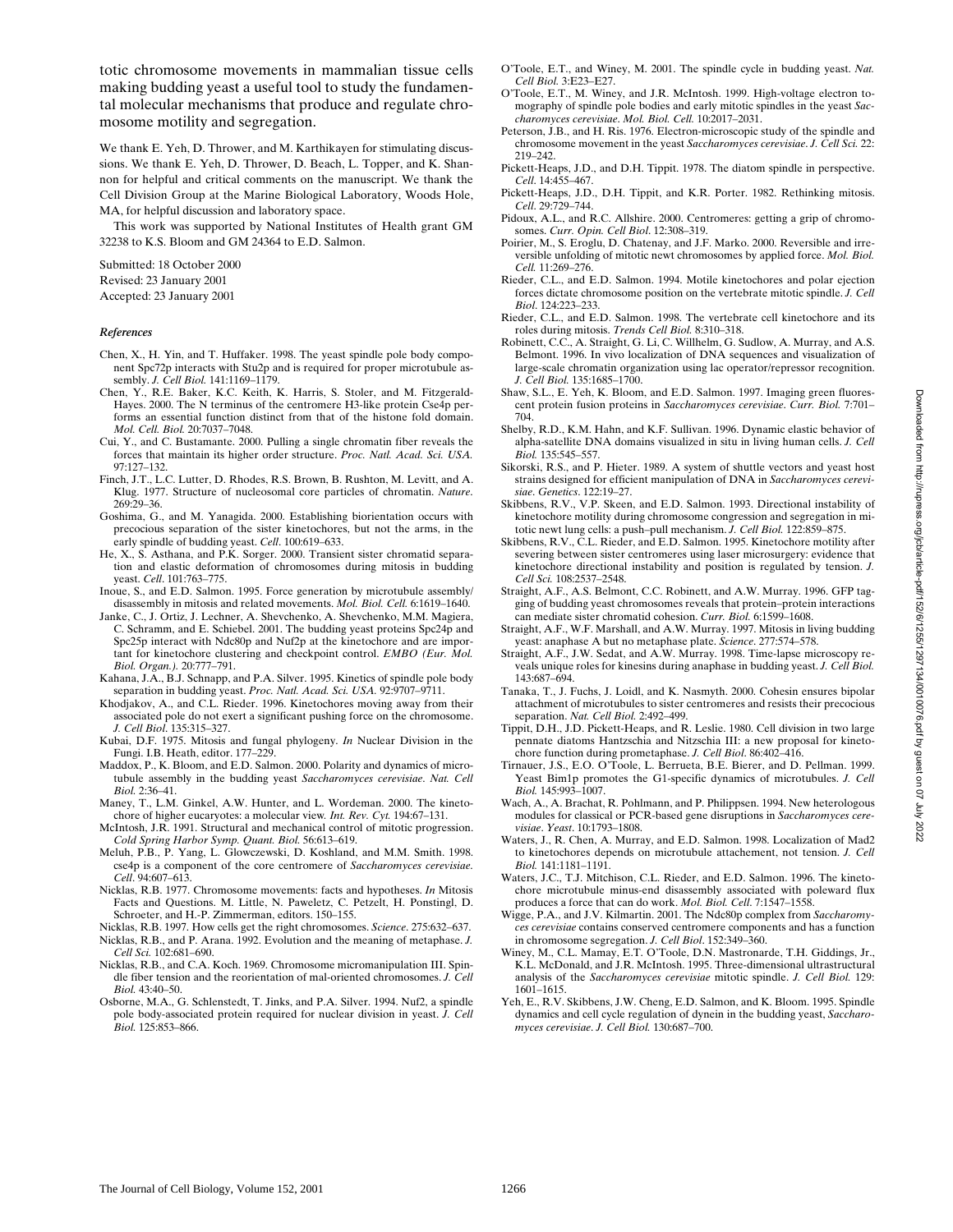totic chromosome movements in mammalian tissue cells making budding yeast a useful tool to study the fundamental molecular mechanisms that produce and regulate chromosome motility and segregation.

We thank E. Yeh, D. Thrower, and M. Karthikayen for stimulating discussions. We thank E. Yeh, D. Thrower, D. Beach, L. Topper, and K. Shannon for helpful and critical comments on the manuscript. We thank the Cell Division Group at the Marine Biological Laboratory, Woods Hole, MA, for helpful discussion and laboratory space.

This work was supported by National Institutes of Health grant GM 32238 to K.S. Bloom and GM 24364 to E.D. Salmon.

Submitted: 18 October 2000
Revised: 23 January 2001
Accepted: 23 January 2001

### *References*

Chen, X., H. Yin, and T. Huffaker. 1998. The yeast spindle pole body component Spc72p interacts with Stu2p and is required for proper microtubule assembly. *J. Cell Biol.* 141:1169–1179.

Chen, Y., R.E. Baker, K.C. Keith, K. Harris, S. Stoler, and M. Fitzgerald-Hayes. 2000. The N terminus of the centromere H3-like protein Cse4p performs an essential function distinct from that of the histone fold domain. *Mol. Cell. Biol.* 20:7037–7048.

Cui, Y., and C. Bustamante. 2000. Pulling a single chromatin fiber reveals the forces that maintain its higher order structure. *Proc. Natl. Acad. Sci. USA.* 97:127–132.

Finch, J.T., L.C. Lutter, D. Rhodes, R.S. Brown, B. Rushton, M. Levitt, and A. Klug. 1977. Structure of nucleosomal core particles of chromatin. *Nature.* 269:29–36.

Goshima, G., and M. Yanagida. 2000. Establishing biorientation occurs with precocious separation of the sister kinetochores, but not the arms, in the early spindle of budding yeast. *Cell.* 100:619–633.

He, X., S. Asthana, and P.K. Sorger. 2000. Transient sister chromatid separation and elastic deformation of chromosomes during mitosis in budding yeast. *Cell.* 101:763–775.

Inoue, S., and E.D. Salmon. 1995. Force generation by microtubule assembly/disassembly in mitosis and related movements. *Mol. Biol. Cell.* 6:1619–1640.

Janke, C., J. Ortiz, J. Lechner, A. Shevchenko, A. Shevchenko, M.M. Magiera, C. Schramm, and E. Schiebel. 2001. The budding yeast proteins Spc24p and Spc25p interact with Ndc80p and Nuf2p at the kinetochore and are important for kinetochore clustering and checkpoint control. *EMBO (Eur. Mol. Biol. Organ.).* 20:777–791.

Kahana, J.A., B.J. Schnapp, and P.A. Silver. 1995. Kinetics of spindle pole body separation in budding yeast. *Proc. Natl. Acad. Sci. USA.* 92:9707–9711.

Khodjakov, A., and C.L. Rieder. 1996. Kinetochores moving away from their associated pole do not exert a significant pushing force on the chromosome. *J. Cell Biol.* 135:315–327.

Kubai, D.F. 1975. Mitosis and fungal phylogeny. *In* Nuclear Division in the Fungi. I.B. Heath, editor. 177–229.

Maddox, P., K. Bloom, and E.D. Salmon. 2000. Polarity and dynamics of microtubule assembly in the budding yeast *Saccharomyces cerevisiae*. *Nat. Cell Biol.* 2:36–41.

Maney, T., L.M. Ginkel, A.W. Hunter, and L. Wordeman. 2000. The kinetochore of higher eucaryotes: a molecular view. *Int. Rev. Cyt.* 194:67–131.

McIntosh, J.R. 1991. Structural and mechanical control of mitotic progression. *Cold Spring Harbor Symp. Quant. Biol.* 56:613–619.

Meluh, P.B., P. Yang, L. Glowczewski, D. Koshland, and M.M. Smith. 1998. cse4p is a component of the core centromere of *Saccharomyces cerevisiae*. *Cell.* 94:607–613.

Nicklas, R.B. 1977. Chromosome movements: facts and hypotheses. *In* Mitosis Facts and Questions. M. Little, N. Paweletz, C. Petzelt, H. Ponstingl, D. Schroeter, and H.-P. Zimmerman, editors. 150–155.

Nicklas, R.B. 1997. How cells get the right chromosomes. *Science.* 275:632–637.

Nicklas, R.B., and P. Arana. 1992. Evolution and the meaning of metaphase. *J. Cell Sci.* 102:681–690.

Nicklas, R.B., and C.A. Koch. 1969. Chromosome micromanipulation III. Spindle fiber tension and the reorientation of mal-oriented chromosomes. *J. Cell Biol.* 43:40–50.

Osborne, M.A., G. Schlenstedt, T. Jinks, and P.A. Silver. 1994. Nuf2, a spindle pole body-associated protein required for nuclear division in yeast. *J. Cell Biol.* 125:853–866.

O'Toole, E.T., and Winey, M. 2001. The spindle cycle in budding yeast. *Nat. Cell Biol.* 3:E23–E27.

O'Toole, E.T., M. Winey, and J.R. McIntosh. 1999. High-voltage electron tomography of spindle pole bodies and early mitotic spindles in the yeast *Saccharomyces cerevisiae*. *Mol. Biol. Cell.* 10:2017–2031.

Peterson, J.B., and H. Ris. 1976. Electron-microscopic study of the spindle and chromosome movement in the yeast *Saccharomyces cerevisiae*. *J. Cell Sci.* 22: 219–242.

Pickett-Heaps, J.D., and D.H. Tippit. 1978. The diatom spindle in perspective. *Cell.* 14:455–467.

Pickett-Heaps, J.D., D.H. Tippit, and K.R. Porter. 1982. Rethinking mitosis. *Cell.* 29:729–744.

Pidoux, A.L., and R.C. Allshire. 2000. Centromeres: getting a grip of chromosomes. *Curr. Opin. Cell Biol.* 12:308–319.

Poirier, M., S. Eroglu, D. Chatenay, and J.F. Marko. 2000. Reversible and irreversible unfolding of mitotic newt chromosomes by applied force. *Mol. Biol. Cell.* 11:269–276.

Rieder, C.L., and E.D. Salmon. 1994. Motile kinetochores and polar ejection forces dictate chromosome position on the vertebrate mitotic spindle. *J. Cell Biol.* 124:223–233.

Rieder, C.L., and E.D. Salmon. 1998. The vertebrate cell kinetochore and its roles during mitosis. *Trends Cell Biol.* 8:310–318.

Robinett, C.C., A. Straight, G. Li, C. Willhelm, G. Sudlow, A. Murray, and A.S. Belmont. 1996. In vivo localization of DNA sequences and visualization of large-scale chromatin organization using lac operator/repressor recognition. *J. Cell Biol.* 135:1685–1700.

Shaw, S.L., E. Yeh, K. Bloom, and E.D. Salmon. 1997. Imaging green fluorescent protein fusion proteins in *Saccharomyces cerevisiae*. *Curr. Biol.* 7:701–704.

Shelby, R.D., K.M. Hahn, and K.F. Sullivan. 1996. Dynamic elastic behavior of alpha-satellite DNA domains visualized in situ in living human cells. *J. Cell Biol.* 135:545–557.

Sikorski, R.S., and P. Hieter. 1989. A system of shuttle vectors and yeast host strains designed for efficient manipulation of DNA in *Saccharomyces cerevisiae*. *Genetics.* 122:19–27.

Skibbens, R.V., V.P. Skeen, and E.D. Salmon. 1993. Directional instability of kinetochore motility during chromosome congression and segregation in mitotic newt lung cells: a push–pull mechanism. *J. Cell Biol.* 122:859–875.

Skibbens, R.V., C.L. Rieder, and E.D. Salmon. 1995. Kinetochore motility after severing between sister centromeres using laser microsurgery: evidence that kinetochore directional instability and position is regulated by tension. *J. Cell Sci.* 108:2537–2548.

Straight, A.F., A.S. Belmont, C.C. Robinett, and A.W. Murray. 1996. GFP tagging of budding yeast chromosomes reveals that protein–protein interactions can mediate sister chromatid cohesion. *Curr. Biol.* 6:1599–1608.

Straight, A.F., W.F. Marshall, and A.W. Murray. 1997. Mitosis in living budding yeast: anaphase A but no metaphase plate. *Science.* 277:574–578.

Straight, A.F., J.W. Sedat, and A.W. Murray. 1998. Time-lapse microscopy reveals unique roles for kinesins during anaphase in budding yeast. *J. Cell Biol.* 143:687–694.

Tanaka, T., J. Fuchs, J. Loidl, and K. Nasmyth. 2000. Cohesin ensures bipolar attachment of microtubules to sister centromeres and resists their precocious separation. *Nat. Cell Biol.* 2:492–499.

Tippit, D.H., J.D. Pickett-Heaps, and R. Leslie. 1980. Cell division in two large pennate diatoms Hantzschia and Nitzschia III: a new proposal for kinetochore function during prometaphase. *J. Cell Biol.* 86:402–416.

Tirnauer, J.S., E.O. O'Toole, L. Berrueta, B.E. Bierer, and D. Pellman. 1999. Yeast Bim1p promotes the G1-specific dynamics of microtubules. *J. Cell Biol.* 145:993–1007.

Wach, A., A. Brachat, R. Pohlmann, and P. Philippsen. 1994. New heterologous modules for classical or PCR-based gene disruptions in *Saccharomyces cerevisiae*. *Yeast.* 10:1793–1808.

Waters, J., R. Chen, A. Murray, and E.D. Salmon. 1998. Localization of Mad2 to kinetochores depends on microtubule attachement, not tension. *J. Cell Biol.* 141:1181–1191.

Waters, J.C., T.J. Mitchison, C.L. Rieder, and E.D. Salmon. 1996. The kinetochore microtubule minus-end disassembly associated with poleward flux produces a force that can do work. *Mol. Biol. Cell.* 7:1547–1558.

Wigge, P.A., and J.V. Kilmartin. 2001. The Ndc80p complex from *Saccharomyces cerevisiae* contains conserved centromere components and has a function in chromosome segregation. *J. Cell Biol.* 152:349–360.

Winey, M., C.L. Mamay, E.T. O'Toole, D.N. Mastronarde, T.H. Giddings, Jr., K.L. McDonald, and J.R. McIntosh. 1995. Three-dimensional ultrastructural analysis of the *Saccharomyces cerevisiae* mitotic spindle. *J. Cell Biol.* 129: 1601–1615.

Yeh, E., R.V. Skibbens, J.W. Cheng, E.D. Salmon, and K. Bloom. 1995. Spindle dynamics and cell cycle regulation of dynein in the budding yeast, *Saccharomyces cerevisiae*. *J. Cell Biol.* 130:687–700.